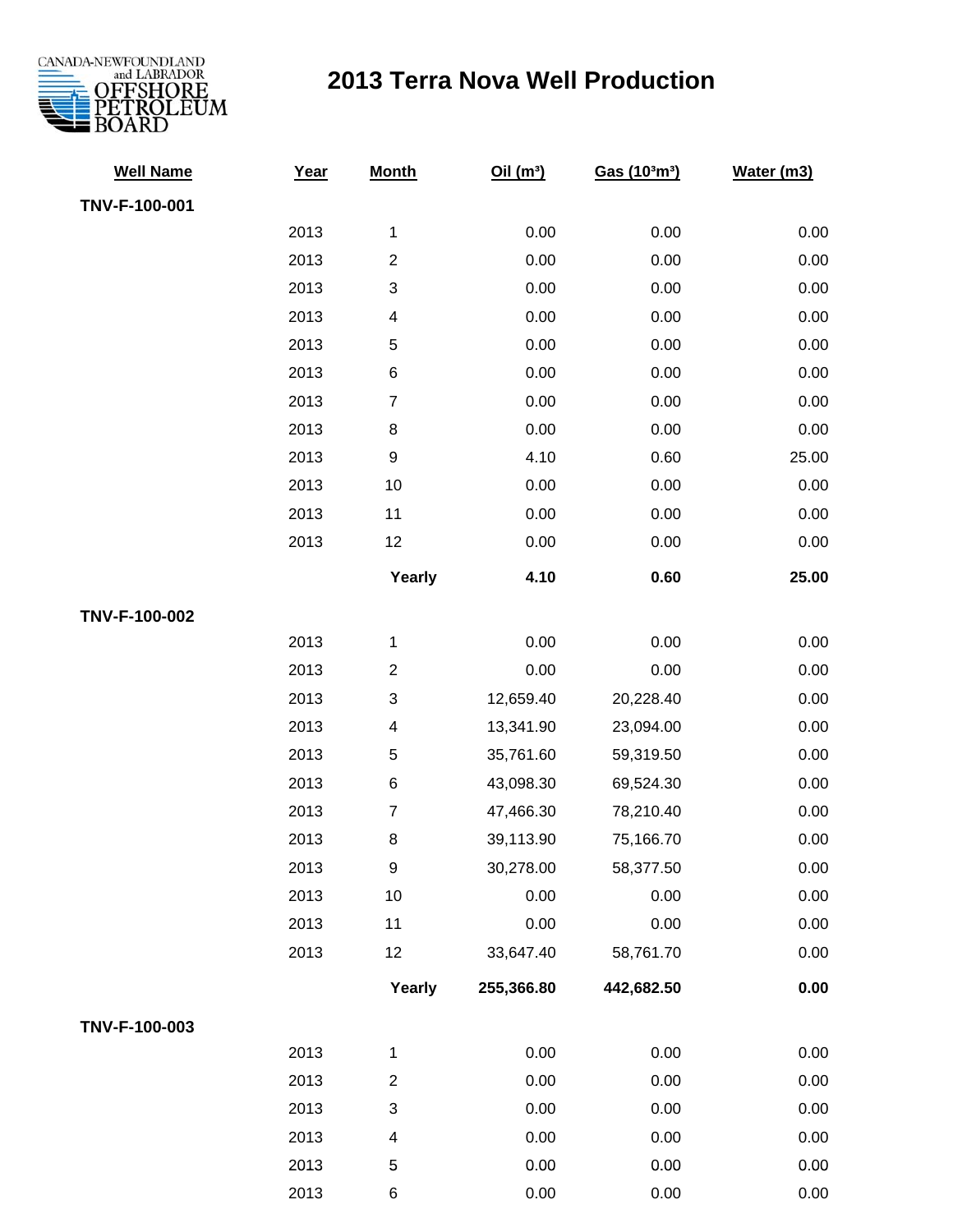# 2013 Terra Nova Well Production

| Well Name | Year | Month | Oil (m³) | Gas (10³m³) | Water (m3) |
|---|---|---|---|---|---|
| **TNV-F-100-001** | | | | | |
| | 2013 | 1 | 0.00 | 0.00 | 0.00 |
| | 2013 | 2 | 0.00 | 0.00 | 0.00 |
| | 2013 | 3 | 0.00 | 0.00 | 0.00 |
| | 2013 | 4 | 0.00 | 0.00 | 0.00 |
| | 2013 | 5 | 0.00 | 0.00 | 0.00 |
| | 2013 | 6 | 0.00 | 0.00 | 0.00 |
| | 2013 | 7 | 0.00 | 0.00 | 0.00 |
| | 2013 | 8 | 0.00 | 0.00 | 0.00 |
| | 2013 | 9 | 4.10 | 0.60 | 25.00 |
| | 2013 | 10 | 0.00 | 0.00 | 0.00 |
| | 2013 | 11 | 0.00 | 0.00 | 0.00 |
| | 2013 | 12 | 0.00 | 0.00 | 0.00 |
| | | **Yearly** | **4.10** | **0.60** | **25.00** |
| **TNV-F-100-002** | | | | | |
| | 2013 | 1 | 0.00 | 0.00 | 0.00 |
| | 2013 | 2 | 0.00 | 0.00 | 0.00 |
| | 2013 | 3 | 12,659.40 | 20,228.40 | 0.00 |
| | 2013 | 4 | 13,341.90 | 23,094.00 | 0.00 |
| | 2013 | 5 | 35,761.60 | 59,319.50 | 0.00 |
| | 2013 | 6 | 43,098.30 | 69,524.30 | 0.00 |
| | 2013 | 7 | 47,466.30 | 78,210.40 | 0.00 |
| | 2013 | 8 | 39,113.90 | 75,166.70 | 0.00 |
| | 2013 | 9 | 30,278.00 | 58,377.50 | 0.00 |
| | 2013 | 10 | 0.00 | 0.00 | 0.00 |
| | 2013 | 11 | 0.00 | 0.00 | 0.00 |
| | 2013 | 12 | 33,647.40 | 58,761.70 | 0.00 |
| | | **Yearly** | **255,366.80** | **442,682.50** | **0.00** |
| **TNV-F-100-003** | | | | | |
| | 2013 | 1 | 0.00 | 0.00 | 0.00 |
| | 2013 | 2 | 0.00 | 0.00 | 0.00 |
| | 2013 | 3 | 0.00 | 0.00 | 0.00 |
| | 2013 | 4 | 0.00 | 0.00 | 0.00 |
| | 2013 | 5 | 0.00 | 0.00 | 0.00 |
| | 2013 | 6 | 0.00 | 0.00 | 0.00 |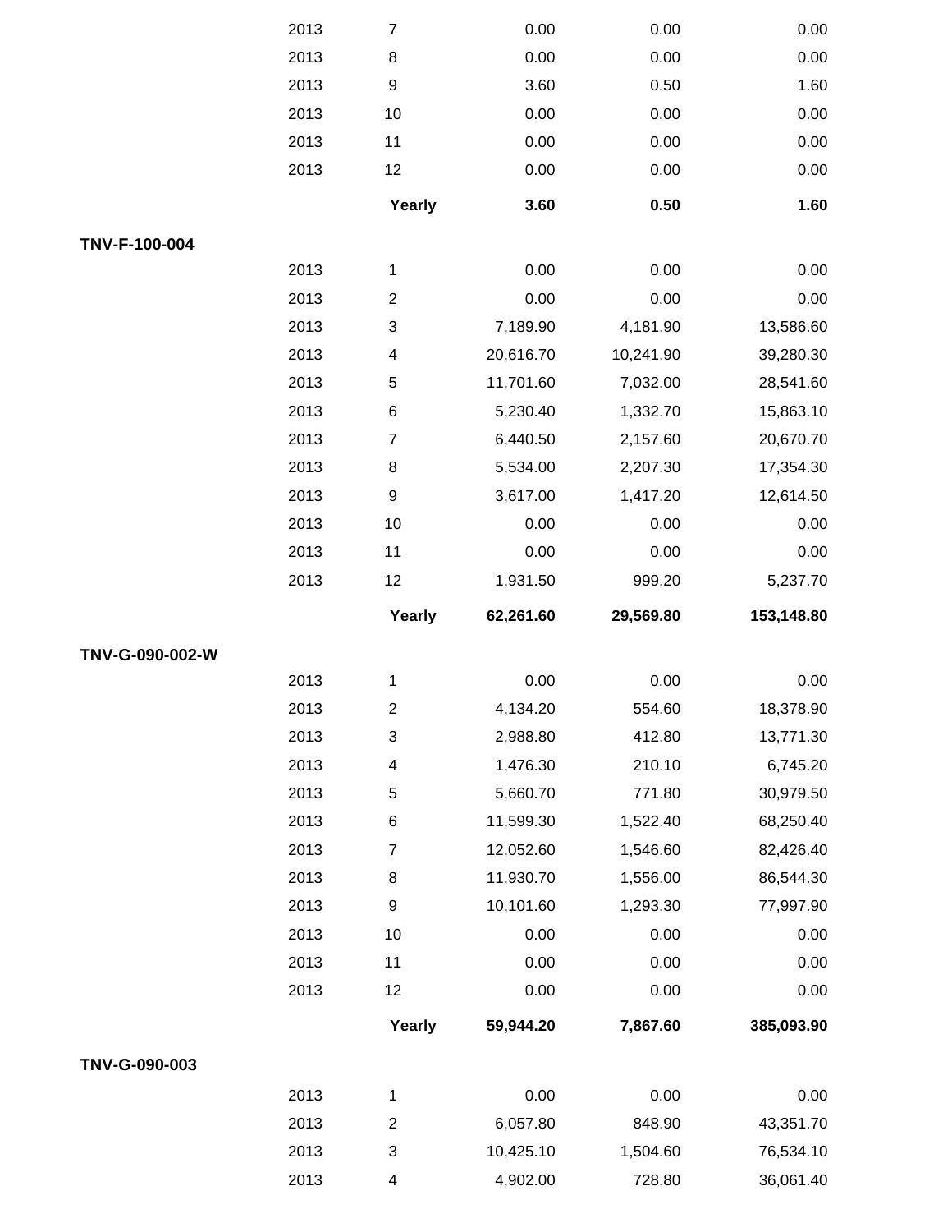| | Year | Month | | | |
|---|---|---|---|---|---|
| | 2013 | 7 | 0.00 | 0.00 | 0.00 |
| | 2013 | 8 | 0.00 | 0.00 | 0.00 |
| | 2013 | 9 | 3.60 | 0.50 | 1.60 |
| | 2013 | 10 | 0.00 | 0.00 | 0.00 |
| | 2013 | 11 | 0.00 | 0.00 | 0.00 |
| | 2013 | 12 | 0.00 | 0.00 | 0.00 |
| | | **Yearly** | **3.60** | **0.50** | **1.60** |
| **TNV-F-100-004** | | | | | |
| | 2013 | 1 | 0.00 | 0.00 | 0.00 |
| | 2013 | 2 | 0.00 | 0.00 | 0.00 |
| | 2013 | 3 | 7,189.90 | 4,181.90 | 13,586.60 |
| | 2013 | 4 | 20,616.70 | 10,241.90 | 39,280.30 |
| | 2013 | 5 | 11,701.60 | 7,032.00 | 28,541.60 |
| | 2013 | 6 | 5,230.40 | 1,332.70 | 15,863.10 |
| | 2013 | 7 | 6,440.50 | 2,157.60 | 20,670.70 |
| | 2013 | 8 | 5,534.00 | 2,207.30 | 17,354.30 |
| | 2013 | 9 | 3,617.00 | 1,417.20 | 12,614.50 |
| | 2013 | 10 | 0.00 | 0.00 | 0.00 |
| | 2013 | 11 | 0.00 | 0.00 | 0.00 |
| | 2013 | 12 | 1,931.50 | 999.20 | 5,237.70 |
| | | **Yearly** | **62,261.60** | **29,569.80** | **153,148.80** |
| **TNV-G-090-002-W** | | | | | |
| | 2013 | 1 | 0.00 | 0.00 | 0.00 |
| | 2013 | 2 | 4,134.20 | 554.60 | 18,378.90 |
| | 2013 | 3 | 2,988.80 | 412.80 | 13,771.30 |
| | 2013 | 4 | 1,476.30 | 210.10 | 6,745.20 |
| | 2013 | 5 | 5,660.70 | 771.80 | 30,979.50 |
| | 2013 | 6 | 11,599.30 | 1,522.40 | 68,250.40 |
| | 2013 | 7 | 12,052.60 | 1,546.60 | 82,426.40 |
| | 2013 | 8 | 11,930.70 | 1,556.00 | 86,544.30 |
| | 2013 | 9 | 10,101.60 | 1,293.30 | 77,997.90 |
| | 2013 | 10 | 0.00 | 0.00 | 0.00 |
| | 2013 | 11 | 0.00 | 0.00 | 0.00 |
| | 2013 | 12 | 0.00 | 0.00 | 0.00 |
| | | **Yearly** | **59,944.20** | **7,867.60** | **385,093.90** |
| **TNV-G-090-003** | | | | | |
| | 2013 | 1 | 0.00 | 0.00 | 0.00 |
| | 2013 | 2 | 6,057.80 | 848.90 | 43,351.70 |
| | 2013 | 3 | 10,425.10 | 1,504.60 | 76,534.10 |
| | 2013 | 4 | 4,902.00 | 728.80 | 36,061.40 |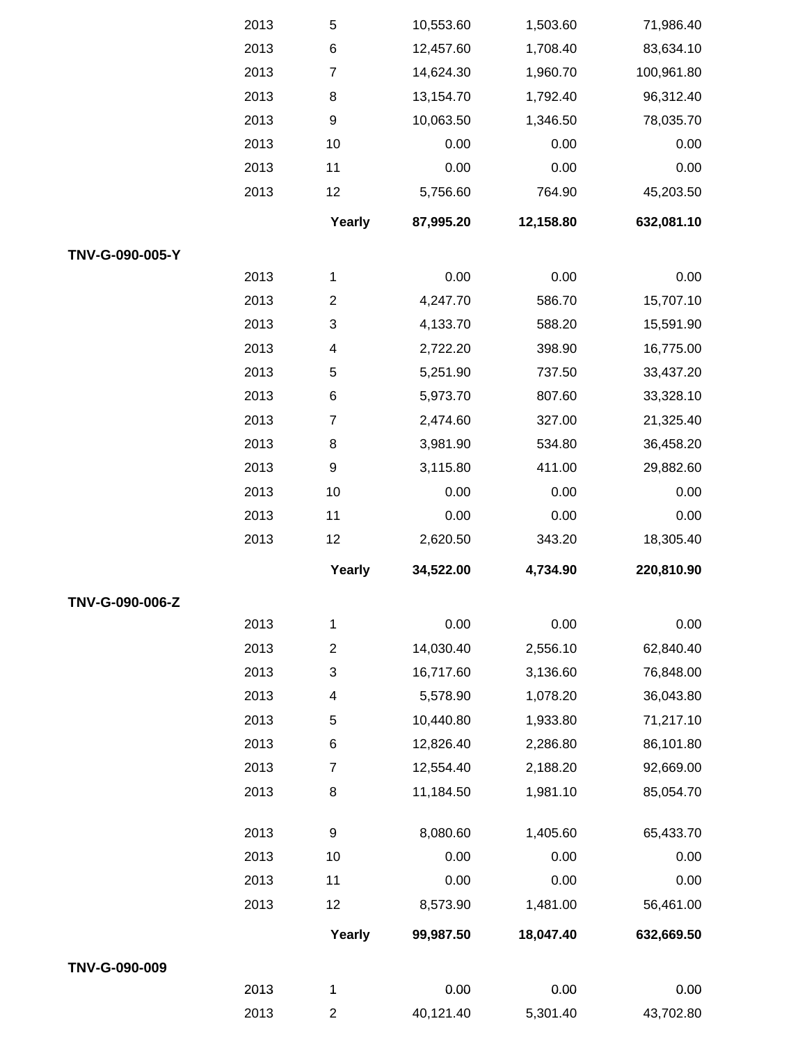| | | | | |
|---|---|---|---|---|
| 2013 | 5 | 10,553.60 | 1,503.60 | 71,986.40 |
| 2013 | 6 | 12,457.60 | 1,708.40 | 83,634.10 |
| 2013 | 7 | 14,624.30 | 1,960.70 | 100,961.80 |
| 2013 | 8 | 13,154.70 | 1,792.40 | 96,312.40 |
| 2013 | 9 | 10,063.50 | 1,346.50 | 78,035.70 |
| 2013 | 10 | 0.00 | 0.00 | 0.00 |
| 2013 | 11 | 0.00 | 0.00 | 0.00 |
| 2013 | 12 | 5,756.60 | 764.90 | 45,203.50 |
| | **Yearly** | **87,995.20** | **12,158.80** | **632,081.10** |

**TNV-G-090-005-Y**

| | | | | |
|---|---|---|---|---|
| 2013 | 1 | 0.00 | 0.00 | 0.00 |
| 2013 | 2 | 4,247.70 | 586.70 | 15,707.10 |
| 2013 | 3 | 4,133.70 | 588.20 | 15,591.90 |
| 2013 | 4 | 2,722.20 | 398.90 | 16,775.00 |
| 2013 | 5 | 5,251.90 | 737.50 | 33,437.20 |
| 2013 | 6 | 5,973.70 | 807.60 | 33,328.10 |
| 2013 | 7 | 2,474.60 | 327.00 | 21,325.40 |
| 2013 | 8 | 3,981.90 | 534.80 | 36,458.20 |
| 2013 | 9 | 3,115.80 | 411.00 | 29,882.60 |
| 2013 | 10 | 0.00 | 0.00 | 0.00 |
| 2013 | 11 | 0.00 | 0.00 | 0.00 |
| 2013 | 12 | 2,620.50 | 343.20 | 18,305.40 |
| | **Yearly** | **34,522.00** | **4,734.90** | **220,810.90** |

**TNV-G-090-006-Z**

| | | | | |
|---|---|---|---|---|
| 2013 | 1 | 0.00 | 0.00 | 0.00 |
| 2013 | 2 | 14,030.40 | 2,556.10 | 62,840.40 |
| 2013 | 3 | 16,717.60 | 3,136.60 | 76,848.00 |
| 2013 | 4 | 5,578.90 | 1,078.20 | 36,043.80 |
| 2013 | 5 | 10,440.80 | 1,933.80 | 71,217.10 |
| 2013 | 6 | 12,826.40 | 2,286.80 | 86,101.80 |
| 2013 | 7 | 12,554.40 | 2,188.20 | 92,669.00 |
| 2013 | 8 | 11,184.50 | 1,981.10 | 85,054.70 |
| 2013 | 9 | 8,080.60 | 1,405.60 | 65,433.70 |
| 2013 | 10 | 0.00 | 0.00 | 0.00 |
| 2013 | 11 | 0.00 | 0.00 | 0.00 |
| 2013 | 12 | 8,573.90 | 1,481.00 | 56,461.00 |
| | **Yearly** | **99,987.50** | **18,047.40** | **632,669.50** |

**TNV-G-090-009**

| | | | | |
|---|---|---|---|---|
| 2013 | 1 | 0.00 | 0.00 | 0.00 |
| 2013 | 2 | 40,121.40 | 5,301.40 | 43,702.80 |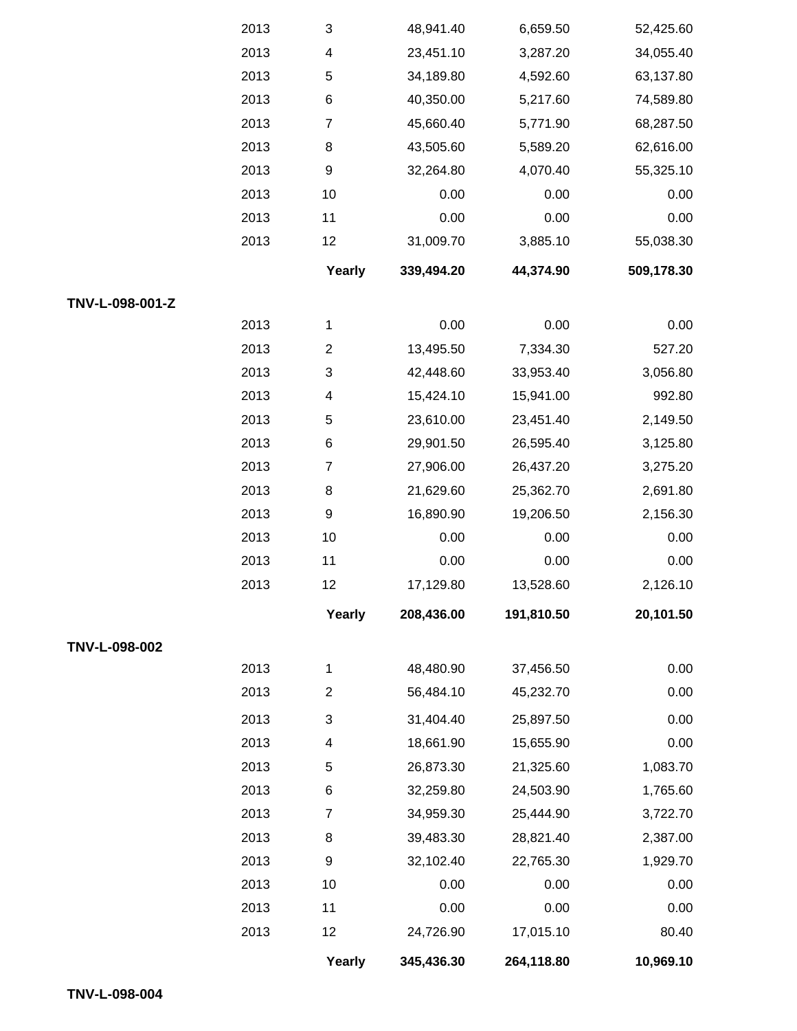| | | | | |
|---|---|---|---|---|
| 2013 | 3 | 48,941.40 | 6,659.50 | 52,425.60 |
| 2013 | 4 | 23,451.10 | 3,287.20 | 34,055.40 |
| 2013 | 5 | 34,189.80 | 4,592.60 | 63,137.80 |
| 2013 | 6 | 40,350.00 | 5,217.60 | 74,589.80 |
| 2013 | 7 | 45,660.40 | 5,771.90 | 68,287.50 |
| 2013 | 8 | 43,505.60 | 5,589.20 | 62,616.00 |
| 2013 | 9 | 32,264.80 | 4,070.40 | 55,325.10 |
| 2013 | 10 | 0.00 | 0.00 | 0.00 |
| 2013 | 11 | 0.00 | 0.00 | 0.00 |
| 2013 | 12 | 31,009.70 | 3,885.10 | 55,038.30 |
| | **Yearly** | **339,494.20** | **44,374.90** | **509,178.30** |

**TNV-L-098-001-Z**

| | | | | |
|---|---|---|---|---|
| 2013 | 1 | 0.00 | 0.00 | 0.00 |
| 2013 | 2 | 13,495.50 | 7,334.30 | 527.20 |
| 2013 | 3 | 42,448.60 | 33,953.40 | 3,056.80 |
| 2013 | 4 | 15,424.10 | 15,941.00 | 992.80 |
| 2013 | 5 | 23,610.00 | 23,451.40 | 2,149.50 |
| 2013 | 6 | 29,901.50 | 26,595.40 | 3,125.80 |
| 2013 | 7 | 27,906.00 | 26,437.20 | 3,275.20 |
| 2013 | 8 | 21,629.60 | 25,362.70 | 2,691.80 |
| 2013 | 9 | 16,890.90 | 19,206.50 | 2,156.30 |
| 2013 | 10 | 0.00 | 0.00 | 0.00 |
| 2013 | 11 | 0.00 | 0.00 | 0.00 |
| 2013 | 12 | 17,129.80 | 13,528.60 | 2,126.10 |
| | **Yearly** | **208,436.00** | **191,810.50** | **20,101.50** |

**TNV-L-098-002**

| | | | | |
|---|---|---|---|---|
| 2013 | 1 | 48,480.90 | 37,456.50 | 0.00 |
| 2013 | 2 | 56,484.10 | 45,232.70 | 0.00 |
| 2013 | 3 | 31,404.40 | 25,897.50 | 0.00 |
| 2013 | 4 | 18,661.90 | 15,655.90 | 0.00 |
| 2013 | 5 | 26,873.30 | 21,325.60 | 1,083.70 |
| 2013 | 6 | 32,259.80 | 24,503.90 | 1,765.60 |
| 2013 | 7 | 34,959.30 | 25,444.90 | 3,722.70 |
| 2013 | 8 | 39,483.30 | 28,821.40 | 2,387.00 |
| 2013 | 9 | 32,102.40 | 22,765.30 | 1,929.70 |
| 2013 | 10 | 0.00 | 0.00 | 0.00 |
| 2013 | 11 | 0.00 | 0.00 | 0.00 |
| 2013 | 12 | 24,726.90 | 17,015.10 | 80.40 |
| | **Yearly** | **345,436.30** | **264,118.80** | **10,969.10** |

**TNV-L-098-004**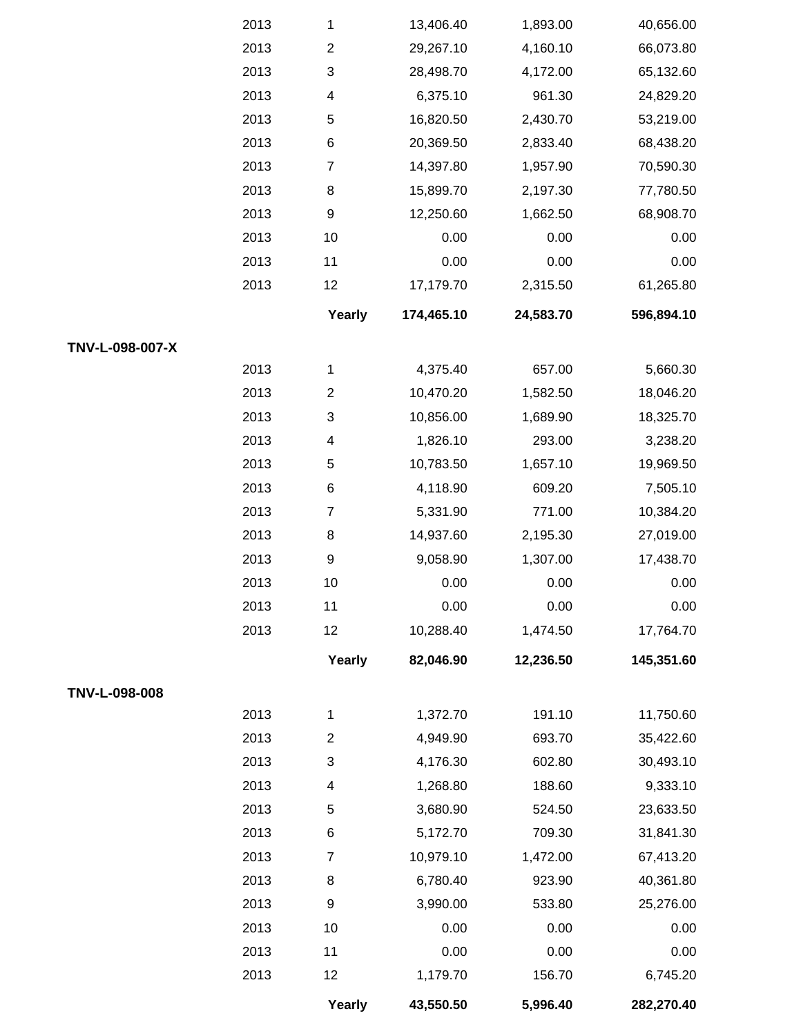| | | | | |
|---|---|---|---|---|
| 2013 | 1 | 13,406.40 | 1,893.00 | 40,656.00 |
| 2013 | 2 | 29,267.10 | 4,160.10 | 66,073.80 |
| 2013 | 3 | 28,498.70 | 4,172.00 | 65,132.60 |
| 2013 | 4 | 6,375.10 | 961.30 | 24,829.20 |
| 2013 | 5 | 16,820.50 | 2,430.70 | 53,219.00 |
| 2013 | 6 | 20,369.50 | 2,833.40 | 68,438.20 |
| 2013 | 7 | 14,397.80 | 1,957.90 | 70,590.30 |
| 2013 | 8 | 15,899.70 | 2,197.30 | 77,780.50 |
| 2013 | 9 | 12,250.60 | 1,662.50 | 68,908.70 |
| 2013 | 10 | 0.00 | 0.00 | 0.00 |
| 2013 | 11 | 0.00 | 0.00 | 0.00 |
| 2013 | 12 | 17,179.70 | 2,315.50 | 61,265.80 |
| | **Yearly** | **174,465.10** | **24,583.70** | **596,894.10** |

**TNV-L-098-007-X**

| | | | | |
|---|---|---|---|---|
| 2013 | 1 | 4,375.40 | 657.00 | 5,660.30 |
| 2013 | 2 | 10,470.20 | 1,582.50 | 18,046.20 |
| 2013 | 3 | 10,856.00 | 1,689.90 | 18,325.70 |
| 2013 | 4 | 1,826.10 | 293.00 | 3,238.20 |
| 2013 | 5 | 10,783.50 | 1,657.10 | 19,969.50 |
| 2013 | 6 | 4,118.90 | 609.20 | 7,505.10 |
| 2013 | 7 | 5,331.90 | 771.00 | 10,384.20 |
| 2013 | 8 | 14,937.60 | 2,195.30 | 27,019.00 |
| 2013 | 9 | 9,058.90 | 1,307.00 | 17,438.70 |
| 2013 | 10 | 0.00 | 0.00 | 0.00 |
| 2013 | 11 | 0.00 | 0.00 | 0.00 |
| 2013 | 12 | 10,288.40 | 1,474.50 | 17,764.70 |
| | **Yearly** | **82,046.90** | **12,236.50** | **145,351.60** |

**TNV-L-098-008**

| | | | | |
|---|---|---|---|---|
| 2013 | 1 | 1,372.70 | 191.10 | 11,750.60 |
| 2013 | 2 | 4,949.90 | 693.70 | 35,422.60 |
| 2013 | 3 | 4,176.30 | 602.80 | 30,493.10 |
| 2013 | 4 | 1,268.80 | 188.60 | 9,333.10 |
| 2013 | 5 | 3,680.90 | 524.50 | 23,633.50 |
| 2013 | 6 | 5,172.70 | 709.30 | 31,841.30 |
| 2013 | 7 | 10,979.10 | 1,472.00 | 67,413.20 |
| 2013 | 8 | 6,780.40 | 923.90 | 40,361.80 |
| 2013 | 9 | 3,990.00 | 533.80 | 25,276.00 |
| 2013 | 10 | 0.00 | 0.00 | 0.00 |
| 2013 | 11 | 0.00 | 0.00 | 0.00 |
| 2013 | 12 | 1,179.70 | 156.70 | 6,745.20 |
| | **Yearly** | **43,550.50** | **5,996.40** | **282,270.40** |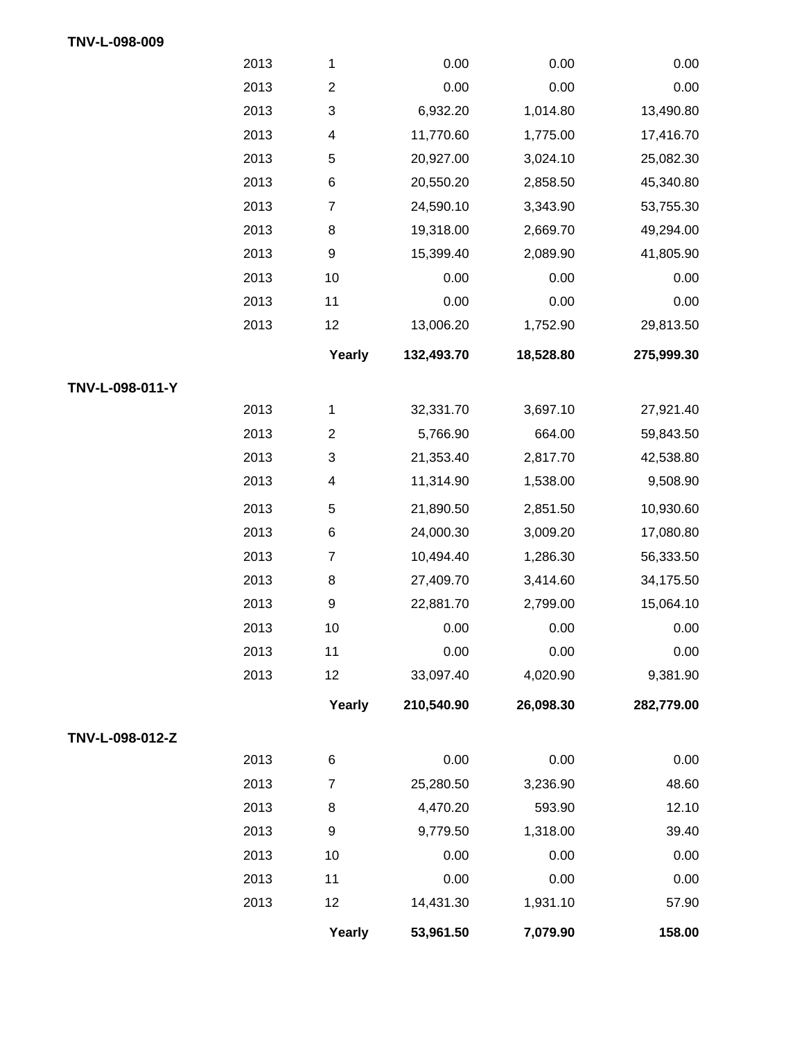**TNV-L-098-009**

| | | | | |
|---|---|---|---|---|
| 2013 | 1 | 0.00 | 0.00 | 0.00 |
| 2013 | 2 | 0.00 | 0.00 | 0.00 |
| 2013 | 3 | 6,932.20 | 1,014.80 | 13,490.80 |
| 2013 | 4 | 11,770.60 | 1,775.00 | 17,416.70 |
| 2013 | 5 | 20,927.00 | 3,024.10 | 25,082.30 |
| 2013 | 6 | 20,550.20 | 2,858.50 | 45,340.80 |
| 2013 | 7 | 24,590.10 | 3,343.90 | 53,755.30 |
| 2013 | 8 | 19,318.00 | 2,669.70 | 49,294.00 |
| 2013 | 9 | 15,399.40 | 2,089.90 | 41,805.90 |
| 2013 | 10 | 0.00 | 0.00 | 0.00 |
| 2013 | 11 | 0.00 | 0.00 | 0.00 |
| 2013 | 12 | 13,006.20 | 1,752.90 | 29,813.50 |
| | **Yearly** | **132,493.70** | **18,528.80** | **275,999.30** |

**TNV-L-098-011-Y**

| | | | | |
|---|---|---|---|---|
| 2013 | 1 | 32,331.70 | 3,697.10 | 27,921.40 |
| 2013 | 2 | 5,766.90 | 664.00 | 59,843.50 |
| 2013 | 3 | 21,353.40 | 2,817.70 | 42,538.80 |
| 2013 | 4 | 11,314.90 | 1,538.00 | 9,508.90 |
| 2013 | 5 | 21,890.50 | 2,851.50 | 10,930.60 |
| 2013 | 6 | 24,000.30 | 3,009.20 | 17,080.80 |
| 2013 | 7 | 10,494.40 | 1,286.30 | 56,333.50 |
| 2013 | 8 | 27,409.70 | 3,414.60 | 34,175.50 |
| 2013 | 9 | 22,881.70 | 2,799.00 | 15,064.10 |
| 2013 | 10 | 0.00 | 0.00 | 0.00 |
| 2013 | 11 | 0.00 | 0.00 | 0.00 |
| 2013 | 12 | 33,097.40 | 4,020.90 | 9,381.90 |
| | **Yearly** | **210,540.90** | **26,098.30** | **282,779.00** |

**TNV-L-098-012-Z**

| | | | | |
|---|---|---|---|---|
| 2013 | 6 | 0.00 | 0.00 | 0.00 |
| 2013 | 7 | 25,280.50 | 3,236.90 | 48.60 |
| 2013 | 8 | 4,470.20 | 593.90 | 12.10 |
| 2013 | 9 | 9,779.50 | 1,318.00 | 39.40 |
| 2013 | 10 | 0.00 | 0.00 | 0.00 |
| 2013 | 11 | 0.00 | 0.00 | 0.00 |
| 2013 | 12 | 14,431.30 | 1,931.10 | 57.90 |
| | **Yearly** | **53,961.50** | **7,079.90** | **158.00** |